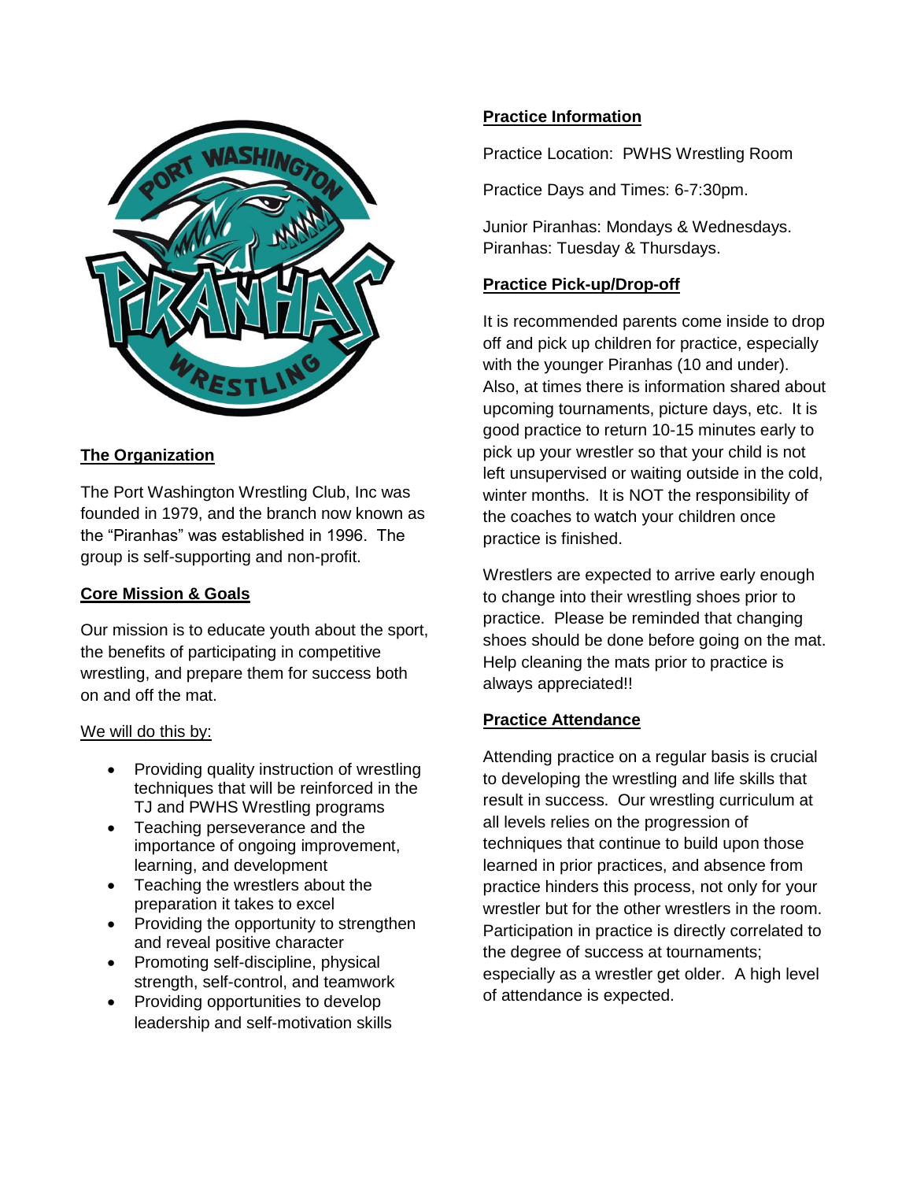## The Organization

The Port Washington Wrestling Club, Inc was founded in 1979, and the branch now known as the "Piranhas" was established in 1996. The group is self-supporting and non-profit.

## Core Mission & Goals

Our mission is to educate youth about the sport, the benefits of participating in competitive wrestling, and prepare them for success both on and off the mat.

We will do this by:

- Providing quality instruction of wrestling techniques that will be reinforced in the TJ and PWHS Wrestling programs
- Teaching perseverance and the importance of ongoing improvement, learning, and development
- Teaching the wrestlers about the preparation it takes to excel
- Providing the opportunity to strengthen and reveal positive character
- Promoting self-discipline, physical strength, self-control, and teamwork
- Providing opportunities to develop leadership and self-motivation skills

## Practice Information

Practice Location: PWHS Wrestling Room

Practice Days and Times: 6-7:30pm.

Junior Piranhas: Mondays & Wednesdays.
Piranhas: Tuesday & Thursdays.

## Practice Pick-up/Drop-off

It is recommended parents come inside to drop off and pick up children for practice, especially with the younger Piranhas (10 and under). Also, at times there is information shared about upcoming tournaments, picture days, etc. It is good practice to return 10-15 minutes early to pick up your wrestler so that your child is not left unsupervised or waiting outside in the cold, winter months. It is NOT the responsibility of the coaches to watch your children once practice is finished.

Wrestlers are expected to arrive early enough to change into their wrestling shoes prior to practice. Please be reminded that changing shoes should be done before going on the mat. Help cleaning the mats prior to practice is always appreciated!!

## Practice Attendance

Attending practice on a regular basis is crucial to developing the wrestling and life skills that result in success. Our wrestling curriculum at all levels relies on the progression of techniques that continue to build upon those learned in prior practices, and absence from practice hinders this process, not only for your wrestler but for the other wrestlers in the room. Participation in practice is directly correlated to the degree of success at tournaments; especially as a wrestler get older. A high level of attendance is expected.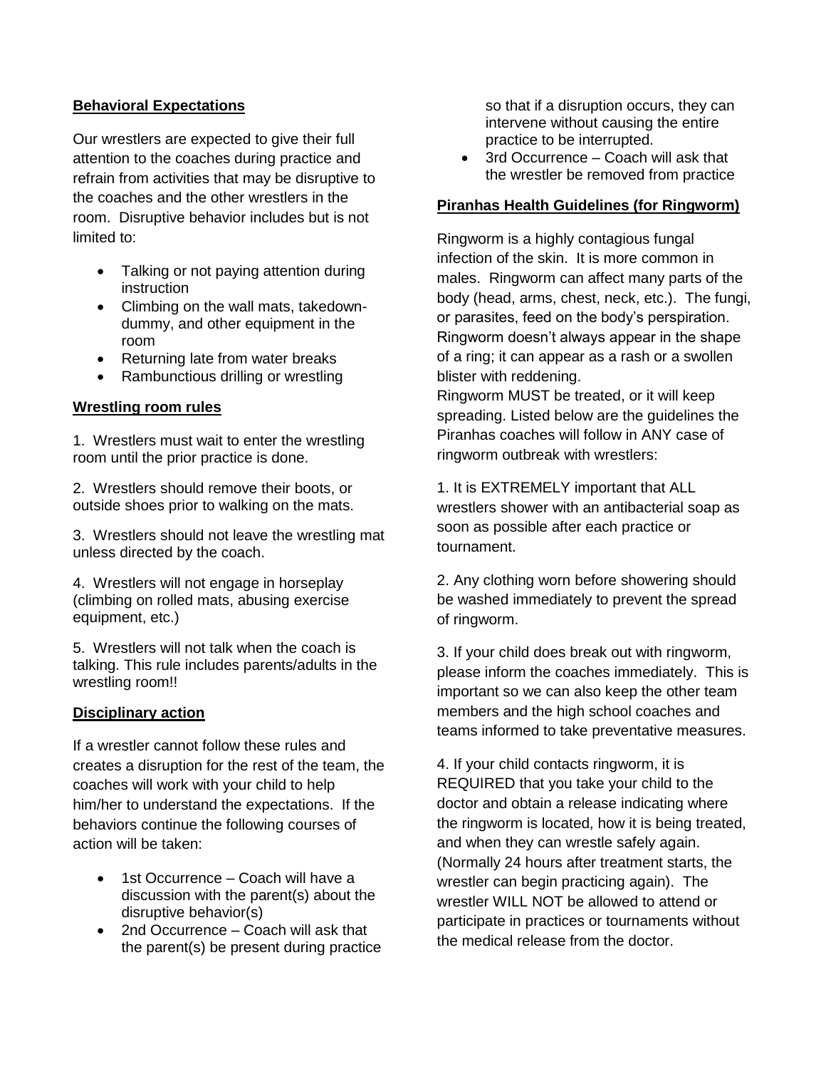## Behavioral Expectations

Our wrestlers are expected to give their full attention to the coaches during practice and refrain from activities that may be disruptive to the coaches and the other wrestlers in the room. Disruptive behavior includes but is not limited to:

- Talking or not paying attention during instruction
- Climbing on the wall mats, takedown-dummy, and other equipment in the room
- Returning late from water breaks
- Rambunctious drilling or wrestling

## Wrestling room rules

1. Wrestlers must wait to enter the wrestling room until the prior practice is done.

2. Wrestlers should remove their boots, or outside shoes prior to walking on the mats.

3. Wrestlers should not leave the wrestling mat unless directed by the coach.

4. Wrestlers will not engage in horseplay (climbing on rolled mats, abusing exercise equipment, etc.)

5. Wrestlers will not talk when the coach is talking. This rule includes parents/adults in the wrestling room!!

## Disciplinary action

If a wrestler cannot follow these rules and creates a disruption for the rest of the team, the coaches will work with your child to help him/her to understand the expectations. If the behaviors continue the following courses of action will be taken:

- 1st Occurrence – Coach will have a discussion with the parent(s) about the disruptive behavior(s)
- 2nd Occurrence – Coach will ask that the parent(s) be present during practice so that if a disruption occurs, they can intervene without causing the entire practice to be interrupted.
- 3rd Occurrence – Coach will ask that the wrestler be removed from practice

## Piranhas Health Guidelines (for Ringworm)

Ringworm is a highly contagious fungal infection of the skin. It is more common in males. Ringworm can affect many parts of the body (head, arms, chest, neck, etc.). The fungi, or parasites, feed on the body's perspiration. Ringworm doesn't always appear in the shape of a ring; it can appear as a rash or a swollen blister with reddening.
Ringworm MUST be treated, or it will keep spreading. Listed below are the guidelines the Piranhas coaches will follow in ANY case of ringworm outbreak with wrestlers:

1. It is EXTREMELY important that ALL wrestlers shower with an antibacterial soap as soon as possible after each practice or tournament.

2. Any clothing worn before showering should be washed immediately to prevent the spread of ringworm.

3. If your child does break out with ringworm, please inform the coaches immediately. This is important so we can also keep the other team members and the high school coaches and teams informed to take preventative measures.

4. If your child contacts ringworm, it is REQUIRED that you take your child to the doctor and obtain a release indicating where the ringworm is located, how it is being treated, and when they can wrestle safely again. (Normally 24 hours after treatment starts, the wrestler can begin practicing again). The wrestler WILL NOT be allowed to attend or participate in practices or tournaments without the medical release from the doctor.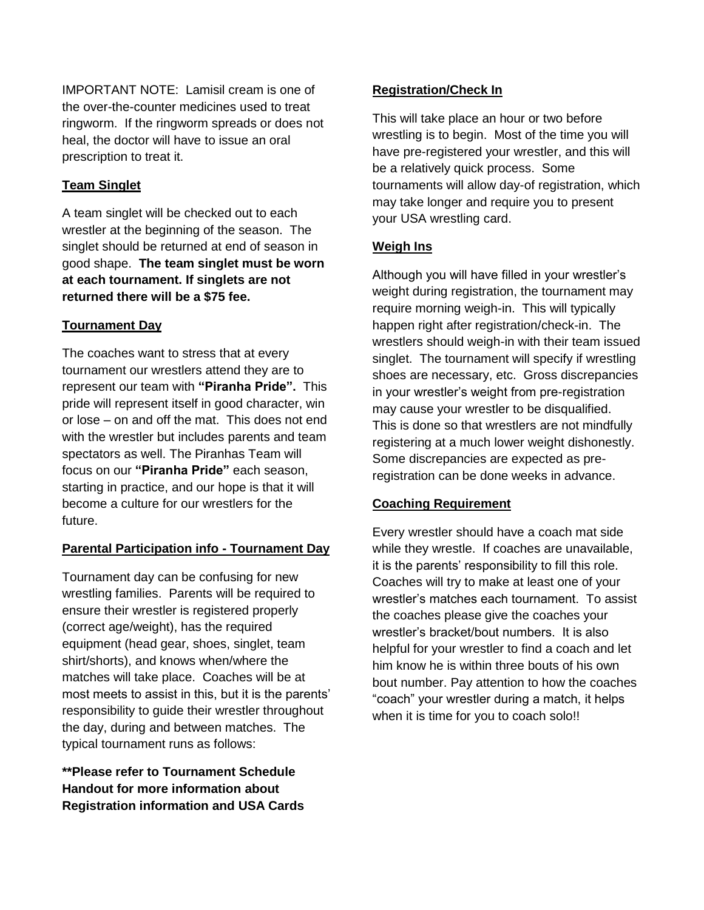IMPORTANT NOTE: Lamisil cream is one of the over-the-counter medicines used to treat ringworm. If the ringworm spreads or does not heal, the doctor will have to issue an oral prescription to treat it.

**Team Singlet**

A team singlet will be checked out to each wrestler at the beginning of the season. The singlet should be returned at end of season in good shape. **The team singlet must be worn at each tournament. If singlets are not returned there will be a $75 fee.**

**Tournament Day**

The coaches want to stress that at every tournament our wrestlers attend they are to represent our team with **"Piranha Pride".** This pride will represent itself in good character, win or lose – on and off the mat. This does not end with the wrestler but includes parents and team spectators as well. The Piranhas Team will focus on our **"Piranha Pride"** each season, starting in practice, and our hope is that it will become a culture for our wrestlers for the future.

**Parental Participation info - Tournament Day**

Tournament day can be confusing for new wrestling families. Parents will be required to ensure their wrestler is registered properly (correct age/weight), has the required equipment (head gear, shoes, singlet, team shirt/shorts), and knows when/where the matches will take place. Coaches will be at most meets to assist in this, but it is the parents' responsibility to guide their wrestler throughout the day, during and between matches. The typical tournament runs as follows:

**\*\*Please refer to Tournament Schedule Handout for more information about Registration information and USA Cards**

**Registration/Check In**

This will take place an hour or two before wrestling is to begin. Most of the time you will have pre-registered your wrestler, and this will be a relatively quick process. Some tournaments will allow day-of registration, which may take longer and require you to present your USA wrestling card.

**Weigh Ins**

Although you will have filled in your wrestler's weight during registration, the tournament may require morning weigh-in. This will typically happen right after registration/check-in. The wrestlers should weigh-in with their team issued singlet. The tournament will specify if wrestling shoes are necessary, etc. Gross discrepancies in your wrestler's weight from pre-registration may cause your wrestler to be disqualified. This is done so that wrestlers are not mindfully registering at a much lower weight dishonestly. Some discrepancies are expected as pre-registration can be done weeks in advance.

**Coaching Requirement**

Every wrestler should have a coach mat side while they wrestle. If coaches are unavailable, it is the parents' responsibility to fill this role. Coaches will try to make at least one of your wrestler's matches each tournament. To assist the coaches please give the coaches your wrestler's bracket/bout numbers. It is also helpful for your wrestler to find a coach and let him know he is within three bouts of his own bout number. Pay attention to how the coaches "coach" your wrestler during a match, it helps when it is time for you to coach solo!!